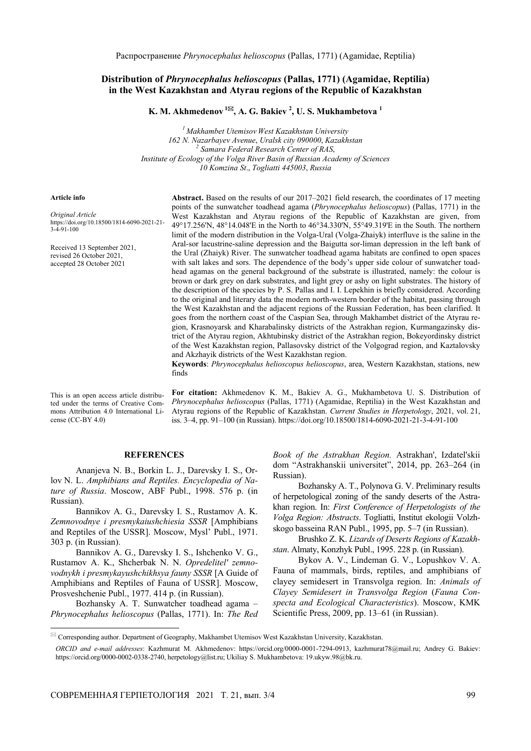Распространение *Phrynocephalus helioscopus* (Pallas, 1771) (Agamidae, Reptilia)

# Distribution of *Phrynocephalus helioscopus* (Pallas, 1771) (Agamidae, Reptilia) in the West Kazakhstan and Atyrau regions of the Republic of Kazakhstan

**K. M. Akhmedenov [1]✉, A. G. Bakiev [2], U. S. Mukhambetova [1]**

[1] *Makhambet Utemisov West Kazakhstan University*
*162 N. Nazarbayev Avenue, Uralsk city 090000, Kazakhstan*
[2] *Samara Federal Research Center of RAS,*
*Institute of Ecology of the Volga River Basin of Russian Academy of Sciences*
*10 Komzina St., Togliatti 445003, Russia*

**Article info**

*Original Article*
https://doi.org/10.18500/1814-6090-2021-21-3-4-91-100

Received 13 September 2021, revised 26 October 2021, accepted 28 October 2021

**Abstract.** Based on the results of our 2017–2021 field research, the coordinates of 17 meeting points of the sunwatcher toadhead agama (*Phrynocephalus helioscopus*) (Pallas, 1771) in the West Kazakhstan and Atyrau regions of the Republic of Kazakhstan are given, from 49°17.256'N, 48°14.048'E in the North to 46°34.330'N, 55°49.319'E in the South. The northern limit of the modern distribution in the Volga-Ural (Volga-Zhaiyk) interfluve is the saline in the Aral-sor lacustrine-saline depression and the Baigutta sor-liman depression in the left bank of the Ural (Zhaiyk) River. The sunwatcher toadhead agama habitats are confined to open spaces with salt lakes and sors. The dependence of the body's upper side colour of sunwatcher toadhead agamas on the general background of the substrate is illustrated, namely: the colour is brown or dark grey on dark substrates, and light grey or ashy on light substrates. The history of the description of the species by P. S. Pallas and I. I. Lepekhin is briefly considered. According to the original and literary data the modern north-western border of the habitat, passing through the West Kazakhstan and the adjacent regions of the Russian Federation, has been clarified. It goes from the northern coast of the Caspian Sea, through Makhambet district of the Atyrau region, Krasnoyarsk and Kharabalinsky districts of the Astrakhan region, Kurmangazinsky district of the Atyrau region, Akhtubinsky district of the Astrakhan region, Bokeyordinsky district of the West Kazakhstan region, Pallasovsky district of the Volgograd region, and Kaztalovsky and Akzhayik districts of the West Kazakhstan region.

**Keywords**: *Phrynocephalus helioscopus helioscopus*, area, Western Kazakhstan, stations, new finds

This is an open access article distributed under the terms of Creative Commons Attribution 4.0 International License (CC-BY 4.0)

**For citation:** Akhmedenov K. M., Bakiev A. G., Mukhambetova U. S. Distribution of *Phrynocephalus helioscopus* (Pallas, 1771) (Agamidae, Reptilia) in the West Kazakhstan and Atyrau regions of the Republic of Kazakhstan. *Current Studies in Herpetology*, 2021, vol. 21, iss. 3–4, pp. 91–100 (in Russian). https://doi.org/10.18500/1814-6090-2021-21-3-4-91-100

## REFERENCES

Ananjeva N. B., Borkin L. J., Darevsky I. S., Orlov N. L. *Amphibians and Reptiles. Encyclopedia of Nature of Russia*. Moscow, ABF Publ., 1998. 576 p. (in Russian).

Bannikov A. G., Darevsky I. S., Rustamov A. K. *Zemnovodnye i presmykaiushchiesia SSSR* [Amphibians and Reptiles of the USSR]. Moscow, Mysl' Publ., 1971. 303 p. (in Russian).

Bannikov A. G., Darevsky I. S., Ishchenko V. G., Rustamov A. K., Shcherbak N. N. *Opredelitel' zemnovodnykh i presmykayushchikhsya fauny SSSR* [A Guide of Amphibians and Reptiles of Fauna of USSR]. Moscow, Prosveshchenie Publ., 1977. 414 p. (in Russian).

Bozhansky A. T. Sunwatcher toadhead agama – *Phrynocephalus helioscopus* (Pallas, 1771). In: *The Red Book of the Astrakhan Region.* Astrakhan', Izdatel'skii dom "Astrakhanskii universitet", 2014, pp. 263–264 (in Russian).

Bozhansky A. T., Polynova G. V. Preliminary results of herpetological zoning of the sandy deserts of the Astrakhan region. In: *First Conference of Herpetologists of the Volga Region: Abstracts*. Togliatti, Institut ekologii Volzhskogo basseina RAN Publ., 1995, pp. 5–7 (in Russian).

Brushko Z. K. *Lizards of Deserts Regions of Kazakhstan*. Almaty, Konzhyk Publ., 1995. 228 p. (in Russian).

Bykov A. V., Lindeman G. V., Lopushkov V. A. Fauna of mammals, birds, reptiles, and amphibians of clayey semidesert in Transvolga region. In: *Animals of Clayey Semidesert in Transvolga Region* (*Fauna Conspecta and Ecological Characteristics*). Moscow, KMK Scientific Press, 2009, pp. 13–61 (in Russian).

✉ Corresponding author. Department of Geography, Makhambet Utemisov West Kazakhstan University, Kazakhstan.

*ORCID and e-mail addresses*: Kazhmurat M. Akhmedenov: https://orcid.org/0000-0001-7294-0913, kazhmurat78@mail.ru; Andrey G. Bakiev: https://orcid.org/0000-0002-0338-2740, herpetology@list.ru; Ukiliay S. Mukhambetova: 19.ukyw.98@bk.ru.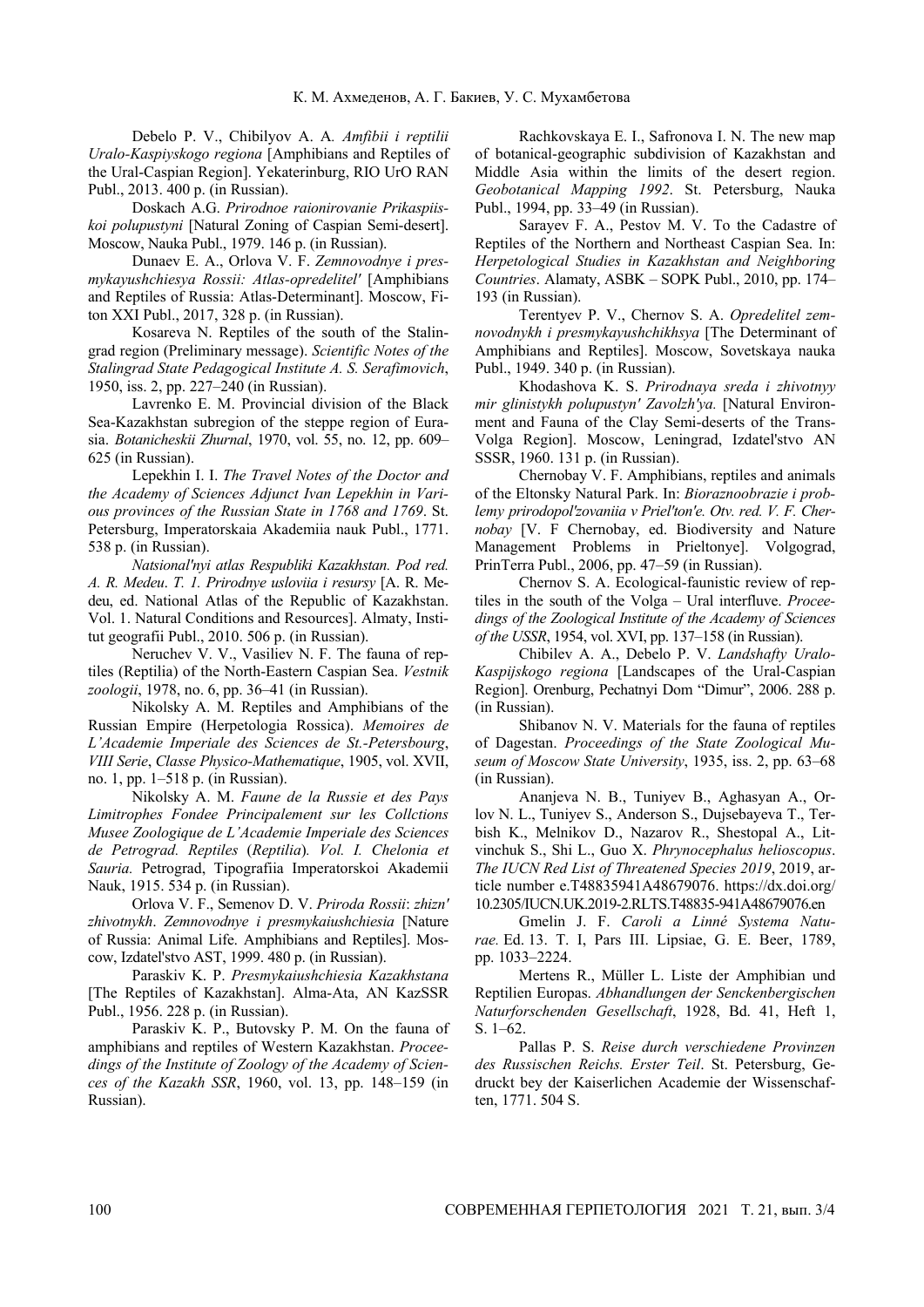Debelo P. V., Chibilyov A. A. *Amfibii i reptilii Uralo-Kaspiyskogo regiona* [Amphibians and Reptiles of the Ural-Caspian Region]. Yekaterinburg, RIO UrO RAN Publ., 2013. 400 p. (in Russian).

Doskach A.G. *Prirodnoe raionirovanie Prikaspiiskoi polupustyni* [Natural Zoning of Caspian Semi-desert]. Moscow, Nauka Publ., 1979. 146 p. (in Russian).

Dunaev E. A., Orlova V. F. *Zemnovodnye i presmykayushchiesya Rossii: Atlas-opredelitel'* [Amphibians and Reptiles of Russia: Atlas-Determinant]. Moscow, Fiton XXI Publ., 2017, 328 p. (in Russian).

Kosareva N. Reptiles of the south of the Stalingrad region (Preliminary message). *Scientific Notes of the Stalingrad State Pedagogical Institute A. S. Serafimovich*, 1950, iss. 2, pp. 227–240 (in Russian).

Lavrenko E. M. Provincial division of the Black Sea-Kazakhstan subregion of the steppe region of Eurasia. *Botanicheskii Zhurnal*, 1970, vol. 55, no. 12, pp. 609–625 (in Russian).

Lepekhin I. I. *The Travel Notes of the Doctor and the Academy of Sciences Adjunct Ivan Lepekhin in Various provinces of the Russian State in 1768 and 1769*. St. Petersburg, Imperatorskaia Akademiia nauk Publ., 1771. 538 p. (in Russian).

*Natsional'nyi atlas Respubliki Kazakhstan. Pod red. A. R. Medeu. T. 1. Prirodnye usloviia i resursy* [A. R. Medeu, ed. National Atlas of the Republic of Kazakhstan. Vol. 1. Natural Conditions and Resources]. Almaty, Institut geografii Publ., 2010. 506 p. (in Russian).

Neruchev V. V., Vasiliev N. F. The fauna of reptiles (Reptilia) of the North-Eastern Caspian Sea. *Vestnik zoologii*, 1978, no. 6, pp. 36–41 (in Russian).

Nikolsky A. M. Reptiles and Amphibians of the Russian Empire (Herpetologia Rossica). *Memoires de L'Academie Imperiale des Sciences de St.-Petersbourg*, *VIII Serie*, *Classe Physico-Mathematique*, 1905, vol. XVII, no. 1, pp. 1–518 p. (in Russian).

Nikolsky A. M. *Faune de la Russie et des Pays Limitrophes Fondee Principalement sur les Collctions Musee Zoologique de L'Academie Imperiale des Sciences de Petrograd. Reptiles* (*Reptilia*)*. Vol. I. Chelonia et Sauria.* Petrograd, Tipografiia Imperatorskoi Akademii Nauk, 1915. 534 p. (in Russian).

Orlova V. F., Semenov D. V. *Priroda Rossii*: *zhizn' zhivotnykh*. *Zemnovodnye i presmykaiushchiesia* [Nature of Russia: Animal Life. Amphibians and Reptiles]. Moscow, Izdatel'stvo AST, 1999. 480 p. (in Russian).

Paraskiv K. P. *Presmykaiushchiesia Kazakhstana* [The Reptiles of Kazakhstan]. Alma-Ata, AN KazSSR Publ., 1956. 228 p. (in Russian).

Paraskiv K. P., Butovsky P. M. On the fauna of amphibians and reptiles of Western Kazakhstan. *Proceedings of the Institute of Zoology of the Academy of Sciences of the Kazakh SSR*, 1960, vol. 13, pp. 148–159 (in Russian).

Rachkovskaya E. I., Safronova I. N. The new map of botanical-geographic subdivision of Kazakhstan and Middle Asia within the limits of the desert region. *Geobotanical Mapping 1992*. St. Petersburg, Nauka Publ., 1994, pp. 33–49 (in Russian).

Sarayev F. A., Pestov M. V. To the Cadastre of Reptiles of the Northern and Northeast Caspian Sea. In: *Herpetological Studies in Kazakhstan and Neighboring Countries*. Alamaty, ASBK – SOPK Publ., 2010, pp. 174–193 (in Russian).

Terentyev P. V., Chernov S. A. *Opredelitel zemnovodnykh i presmykayushchikhsya* [The Determinant of Amphibians and Reptiles]. Moscow, Sovetskaya nauka Publ., 1949. 340 p. (in Russian).

Khodashova K. S. *Prirodnaya sreda i zhivotnyy mir glinistykh polupustyn' Zavolzh'ya.* [Natural Environment and Fauna of the Clay Semi-deserts of the Trans-Volga Region]. Moscow, Leningrad, Izdatel'stvo AN SSSR, 1960. 131 p. (in Russian).

Chernobay V. F. Amphibians, reptiles and animals of the Eltonsky Natural Park. In: *Bioraznoobrazie i problemy prirodopol'zovaniia v Priel'ton'e. Otv. red. V. F. Chernobay* [V. F Chernobay, ed. Biodiversity and Nature Management Problems in Prieltonye]. Volgograd, PrinTerra Publ., 2006, pp. 47–59 (in Russian).

Chernov S. A. Ecological-faunistic review of reptiles in the south of the Volga – Ural interfluve. *Proceedings of the Zoological Institute of the Academy of Sciences of the USSR*, 1954, vol. XVI, pp. 137–158 (in Russian).

Chibilev A. A., Debelo P. V. *Landshafty Uralo-Kaspijskogo regiona* [Landscapes of the Ural-Caspian Region]. Orenburg, Pechatnyi Dom "Dimur", 2006. 288 p. (in Russian).

Shibanov N. V. Materials for the fauna of reptiles of Dagestan. *Proceedings of the State Zoological Museum of Moscow State University*, 1935, iss. 2, pp. 63–68 (in Russian).

Ananjeva N. B., Tuniyev B., Aghasyan A., Orlov N. L., Tuniyev S., Anderson S., Dujsebayeva T., Terbish K., Melnikov D., Nazarov R., Shestopal A., Litvinchuk S., Shi L., Guo X. *Phrynocephalus helioscopus*. *The IUCN Red List of Threatened Species 2019*, 2019, article number e.T48835941A48679076. https://dx.doi.org/10.2305/IUCN.UK.2019-2.RLTS.T48835-941A48679076.en

Gmelin J. F. *Caroli a Linné Systema Naturae.* Ed. 13. T. I, Pars III. Lipsiae, G. E. Beer, 1789, pp. 1033–2224.

Mertens R., Müller L. Liste der Amphibian und Reptilien Europas. *Abhandlungen der Senckenbergischen Naturforschenden Gesellschaft*, 1928, Bd. 41, Heft 1, S. 1–62.

Pallas P. S. *Reise durch verschiedene Provinzen des Russischen Reichs. Erster Teil*. St. Petersburg, Gedruckt bey der Kaiserlichen Academie der Wissenschaften, 1771. 504 S.